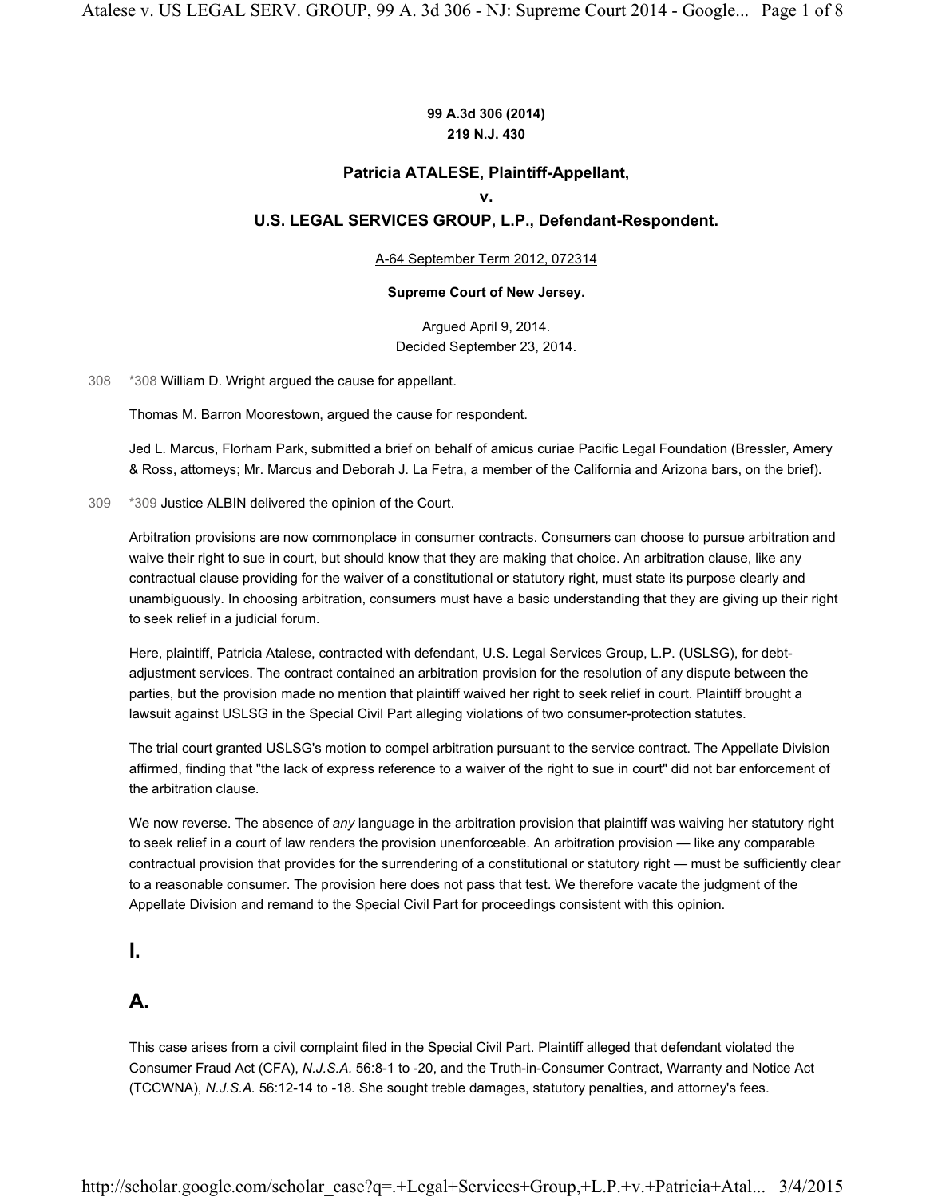**99 A.3d 306 (2014)**
**219 N.J. 430**

## Patricia ATALESE, Plaintiff-Appellant,
## v.
## U.S. LEGAL SERVICES GROUP, L.P., Defendant-Respondent.

A-64 September Term 2012, 072314

**Supreme Court of New Jersey.**

Argued April 9, 2014.
Decided September 23, 2014.

308 *308 William D. Wright argued the cause for appellant.

Thomas M. Barron Moorestown, argued the cause for respondent.

Jed L. Marcus, Florham Park, submitted a brief on behalf of amicus curiae Pacific Legal Foundation (Bressler, Amery & Ross, attorneys; Mr. Marcus and Deborah J. La Fetra, a member of the California and Arizona bars, on the brief).

309 *309 Justice ALBIN delivered the opinion of the Court.

Arbitration provisions are now commonplace in consumer contracts. Consumers can choose to pursue arbitration and waive their right to sue in court, but should know that they are making that choice. An arbitration clause, like any contractual clause providing for the waiver of a constitutional or statutory right, must state its purpose clearly and unambiguously. In choosing arbitration, consumers must have a basic understanding that they are giving up their right to seek relief in a judicial forum.

Here, plaintiff, Patricia Atalese, contracted with defendant, U.S. Legal Services Group, L.P. (USLSG), for debt-adjustment services. The contract contained an arbitration provision for the resolution of any dispute between the parties, but the provision made no mention that plaintiff waived her right to seek relief in court. Plaintiff brought a lawsuit against USLSG in the Special Civil Part alleging violations of two consumer-protection statutes.

The trial court granted USLSG's motion to compel arbitration pursuant to the service contract. The Appellate Division affirmed, finding that "the lack of express reference to a waiver of the right to sue in court" did not bar enforcement of the arbitration clause.

We now reverse. The absence of *any* language in the arbitration provision that plaintiff was waiving her statutory right to seek relief in a court of law renders the provision unenforceable. An arbitration provision — like any comparable contractual provision that provides for the surrendering of a constitutional or statutory right — must be sufficiently clear to a reasonable consumer. The provision here does not pass that test. We therefore vacate the judgment of the Appellate Division and remand to the Special Civil Part for proceedings consistent with this opinion.

# I.

## A.

This case arises from a civil complaint filed in the Special Civil Part. Plaintiff alleged that defendant violated the Consumer Fraud Act (CFA), *N.J.S.A.* 56:8-1 to -20, and the Truth-in-Consumer Contract, Warranty and Notice Act (TCCWNA), *N.J.S.A.* 56:12-14 to -18. She sought treble damages, statutory penalties, and attorney's fees.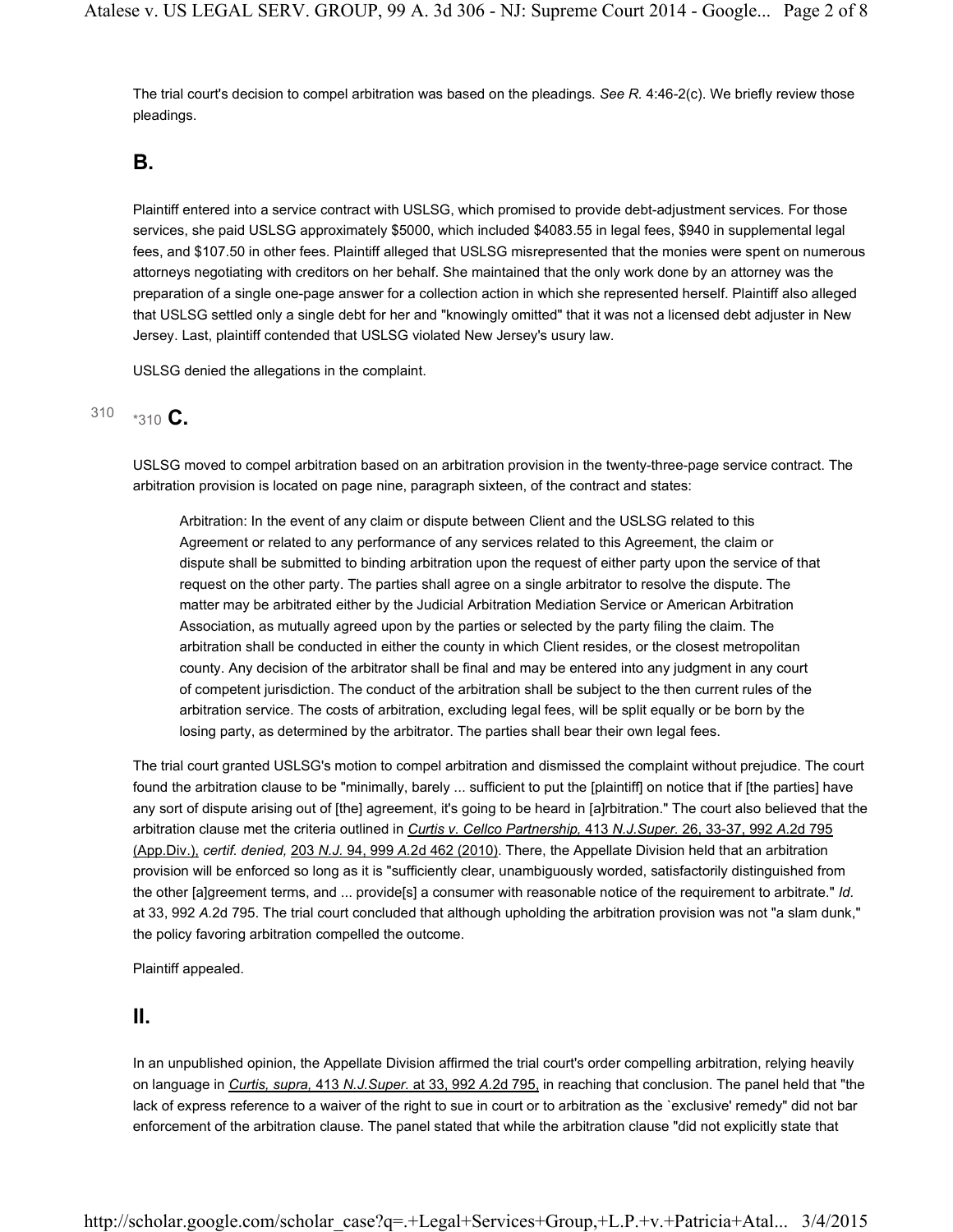The trial court's decision to compel arbitration was based on the pleadings. *See R.* 4:46-2(c). We briefly review those pleadings.

## B.

Plaintiff entered into a service contract with USLSG, which promised to provide debt-adjustment services. For those services, she paid USLSG approximately $5000, which included $4083.55 in legal fees, $940 in supplemental legal fees, and $107.50 in other fees. Plaintiff alleged that USLSG misrepresented that the monies were spent on numerous attorneys negotiating with creditors on her behalf. She maintained that the only work done by an attorney was the preparation of a single one-page answer for a collection action in which she represented herself. Plaintiff also alleged that USLSG settled only a single debt for her and "knowingly omitted" that it was not a licensed debt adjuster in New Jersey. Last, plaintiff contended that USLSG violated New Jersey's usury law.

USLSG denied the allegations in the complaint.

## *310 C.

USLSG moved to compel arbitration based on an arbitration provision in the twenty-three-page service contract. The arbitration provision is located on page nine, paragraph sixteen, of the contract and states:

> Arbitration: In the event of any claim or dispute between Client and the USLSG related to this Agreement or related to any performance of any services related to this Agreement, the claim or dispute shall be submitted to binding arbitration upon the request of either party upon the service of that request on the other party. The parties shall agree on a single arbitrator to resolve the dispute. The matter may be arbitrated either by the Judicial Arbitration Mediation Service or American Arbitration Association, as mutually agreed upon by the parties or selected by the party filing the claim. The arbitration shall be conducted in either the county in which Client resides, or the closest metropolitan county. Any decision of the arbitrator shall be final and may be entered into any judgment in any court of competent jurisdiction. The conduct of the arbitration shall be subject to the then current rules of the arbitration service. The costs of arbitration, excluding legal fees, will be split equally or be born by the losing party, as determined by the arbitrator. The parties shall bear their own legal fees.

The trial court granted USLSG's motion to compel arbitration and dismissed the complaint without prejudice. The court found the arbitration clause to be "minimally, barely ... sufficient to put the [plaintiff] on notice that if [the parties] have any sort of dispute arising out of [the] agreement, it's going to be heard in [a]rbitration." The court also believed that the arbitration clause met the criteria outlined in *Curtis v. Cellco Partnership,* 413 *N.J.Super.* 26, 33-37, 992 *A.*2d 795 (App.Div.), *certif. denied,* 203 *N.J.* 94, 999 *A.*2d 462 (2010). There, the Appellate Division held that an arbitration provision will be enforced so long as it is "sufficiently clear, unambiguously worded, satisfactorily distinguished from the other [a]greement terms, and ... provide[s] a consumer with reasonable notice of the requirement to arbitrate." *Id.* at 33, 992 *A.*2d 795. The trial court concluded that although upholding the arbitration provision was not "a slam dunk," the policy favoring arbitration compelled the outcome.

Plaintiff appealed.

# II.

In an unpublished opinion, the Appellate Division affirmed the trial court's order compelling arbitration, relying heavily on language in *Curtis, supra,* 413 *N.J.Super.* at 33, 992 *A.*2d 795, in reaching that conclusion. The panel held that "the lack of express reference to a waiver of the right to sue in court or to arbitration as the `exclusive' remedy" did not bar enforcement of the arbitration clause. The panel stated that while the arbitration clause "did not explicitly state that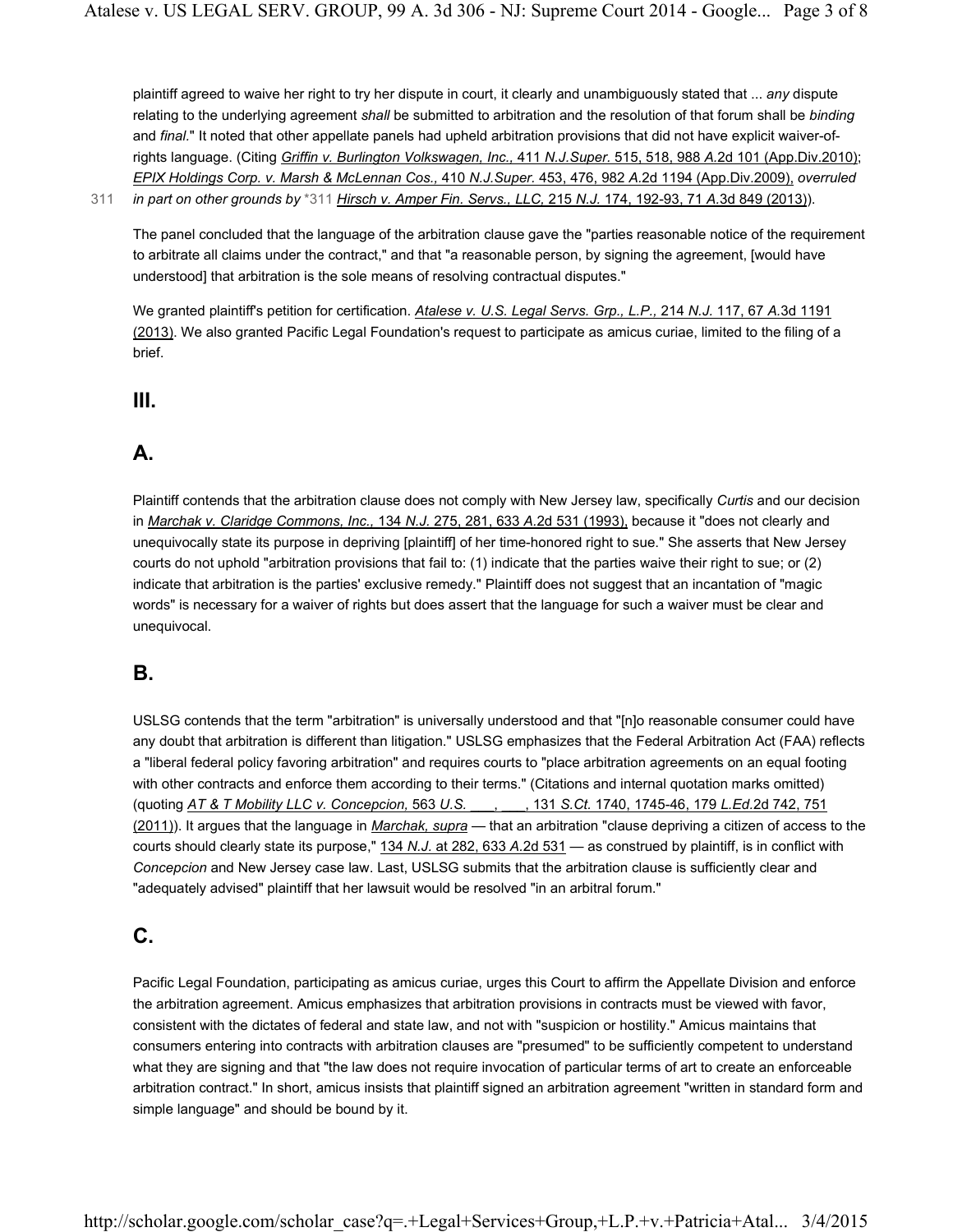plaintiff agreed to waive her right to try her dispute in court, it clearly and unambiguously stated that ... *any* dispute relating to the underlying agreement *shall* be submitted to arbitration and the resolution of that forum shall be *binding* and *final*." It noted that other appellate panels had upheld arbitration provisions that did not have explicit waiver-of-rights language. (Citing *Griffin v. Burlington Volkswagen, Inc.,* 411 *N.J.Super.* 515, 518, 988 *A.*2d 101 (App.Div.2010); *EPIX Holdings Corp. v. Marsh & McLennan Cos.,* 410 *N.J.Super.* 453, 476, 982 *A.*2d 1194 (App.Div.2009), *overruled in part on other grounds by* *311 *Hirsch v. Amper Fin. Servs., LLC,* 215 *N.J.* 174, 192-93, 71 *A.*3d 849 (2013)).

The panel concluded that the language of the arbitration clause gave the "parties reasonable notice of the requirement to arbitrate all claims under the contract," and that "a reasonable person, by signing the agreement, [would have understood] that arbitration is the sole means of resolving contractual disputes."

We granted plaintiff's petition for certification. *Atalese v. U.S. Legal Servs. Grp., L.P.,* 214 *N.J.* 117, 67 *A.*3d 1191 (2013). We also granted Pacific Legal Foundation's request to participate as amicus curiae, limited to the filing of a brief.

## III.

### A.

Plaintiff contends that the arbitration clause does not comply with New Jersey law, specifically *Curtis* and our decision in *Marchak v. Claridge Commons, Inc.,* 134 *N.J.* 275, 281, 633 *A.*2d 531 (1993), because it "does not clearly and unequivocally state its purpose in depriving [plaintiff] of her time-honored right to sue." She asserts that New Jersey courts do not uphold "arbitration provisions that fail to: (1) indicate that the parties waive their right to sue; or (2) indicate that arbitration is the parties' exclusive remedy." Plaintiff does not suggest that an incantation of "magic words" is necessary for a waiver of rights but does assert that the language for such a waiver must be clear and unequivocal.

### B.

USLSG contends that the term "arbitration" is universally understood and that "[n]o reasonable consumer could have any doubt that arbitration is different than litigation." USLSG emphasizes that the Federal Arbitration Act (FAA) reflects a "liberal federal policy favoring arbitration" and requires courts to "place arbitration agreements on an equal footing with other contracts and enforce them according to their terms." (Citations and internal quotation marks omitted) (quoting *AT & T Mobility LLC v. Concepcion,* 563 *U.S.* ___, ___, 131 *S.Ct.* 1740, 1745-46, 179 *L.Ed.*2d 742, 751 (2011)). It argues that the language in *Marchak, supra* — that an arbitration "clause depriving a citizen of access to the courts should clearly state its purpose," 134 *N.J.* at 282, 633 *A.*2d 531 — as construed by plaintiff, is in conflict with *Concepcion* and New Jersey case law. Last, USLSG submits that the arbitration clause is sufficiently clear and "adequately advised" plaintiff that her lawsuit would be resolved "in an arbitral forum."

### C.

Pacific Legal Foundation, participating as amicus curiae, urges this Court to affirm the Appellate Division and enforce the arbitration agreement. Amicus emphasizes that arbitration provisions in contracts must be viewed with favor, consistent with the dictates of federal and state law, and not with "suspicion or hostility." Amicus maintains that consumers entering into contracts with arbitration clauses are "presumed" to be sufficiently competent to understand what they are signing and that "the law does not require invocation of particular terms of art to create an enforceable arbitration contract." In short, amicus insists that plaintiff signed an arbitration agreement "written in standard form and simple language" and should be bound by it.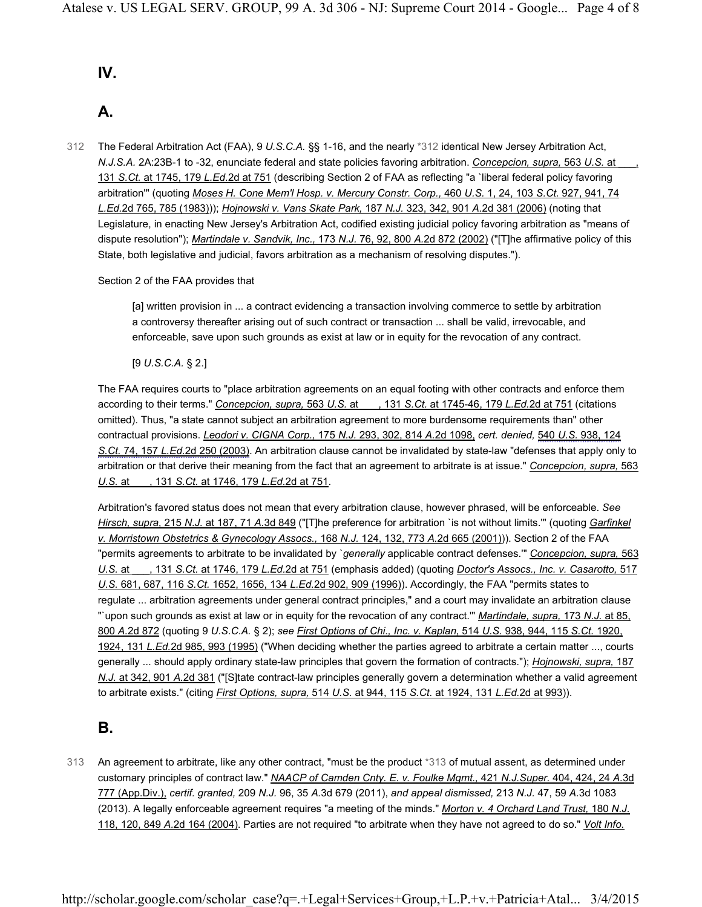## IV.

### A.

312 The Federal Arbitration Act (FAA), 9 *U.S.C.A.* §§ 1-16, and the nearly *312 identical New Jersey Arbitration Act, *N.J.S.A.* 2A:23B-1 to -32, enunciate federal and state policies favoring arbitration. *Concepcion, supra,* 563 *U.S.* at ___, 131 *S.Ct.* at 1745, 179 *L.Ed.*2d at 751 (describing Section 2 of FAA as reflecting "a `liberal federal policy favoring arbitration'" (quoting *Moses H. Cone Mem'l Hosp. v. Mercury Constr. Corp.,* 460 *U.S.* 1, 24, 103 *S.Ct.* 927, 941, 74 *L.Ed.*2d 765, 785 (1983))); *Hojnowski v. Vans Skate Park,* 187 *N.J.* 323, 342, 901 *A.*2d 381 (2006) (noting that Legislature, in enacting New Jersey's Arbitration Act, codified existing judicial policy favoring arbitration as "means of dispute resolution"); *Martindale v. Sandvik, Inc.,* 173 *N.J.* 76, 92, 800 *A.*2d 872 (2002) ("[T]he affirmative policy of this State, both legislative and judicial, favors arbitration as a mechanism of resolving disputes.").

Section 2 of the FAA provides that

> [a] written provision in ... a contract evidencing a transaction involving commerce to settle by arbitration a controversy thereafter arising out of such contract or transaction ... shall be valid, irrevocable, and enforceable, save upon such grounds as exist at law or in equity for the revocation of any contract.
>
> [9 *U.S.C.A.* § 2.]

The FAA requires courts to "place arbitration agreements on an equal footing with other contracts and enforce them according to their terms." *Concepcion, supra,* 563 *U.S.* at ___, 131 *S.Ct.* at 1745-46, 179 *L.Ed.*2d at 751 (citations omitted). Thus, "a state cannot subject an arbitration agreement to more burdensome requirements than" other contractual provisions. *Leodori v. CIGNA Corp.,* 175 *N.J.* 293, 302, 814 *A.*2d 1098, *cert. denied,* 540 *U.S.* 938, 124 *S.Ct.* 74, 157 *L.Ed.*2d 250 (2003). An arbitration clause cannot be invalidated by state-law "defenses that apply only to arbitration or that derive their meaning from the fact that an agreement to arbitrate is at issue." *Concepcion, supra,* 563 *U.S.* at ___, 131 *S.Ct.* at 1746, 179 *L.Ed.*2d at 751.

Arbitration's favored status does not mean that every arbitration clause, however phrased, will be enforceable. *See Hirsch, supra,* 215 *N.J.* at 187, 71 *A.*3d 849 ("[T]he preference for arbitration `is not without limits.'" (quoting *Garfinkel v. Morristown Obstetrics & Gynecology Assocs.,* 168 *N.J.* 124, 132, 773 *A.*2d 665 (2001))). Section 2 of the FAA "permits agreements to arbitrate to be invalidated by `*generally* applicable contract defenses.'" *Concepcion, supra,* 563 *U.S.* at ___, 131 *S.Ct.* at 1746, 179 *L.Ed.*2d at 751 (emphasis added) (quoting *Doctor's Assocs., Inc. v. Casarotto,* 517 *U.S.* 681, 687, 116 *S.Ct.* 1652, 1656, 134 *L.Ed.*2d 902, 909 (1996)). Accordingly, the FAA "permits states to regulate ... arbitration agreements under general contract principles," and a court may invalidate an arbitration clause "`upon such grounds as exist at law or in equity for the revocation of any contract.'" *Martindale, supra,* 173 *N.J.* at 85, 800 *A.*2d 872 (quoting 9 *U.S.C.A.* § 2); *see First Options of Chi., Inc. v. Kaplan,* 514 *U.S.* 938, 944, 115 *S.Ct.* 1920, 1924, 131 *L.Ed.*2d 985, 993 (1995) ("When deciding whether the parties agreed to arbitrate a certain matter ..., courts generally ... should apply ordinary state-law principles that govern the formation of contracts."); *Hojnowski, supra,* 187 *N.J.* at 342, 901 *A.*2d 381 ("[S]tate contract-law principles generally govern a determination whether a valid agreement to arbitrate exists." (citing *First Options, supra,* 514 *U.S.* at 944, 115 *S.Ct.* at 1924, 131 *L.Ed.*2d at 993)).

### B.

313 An agreement to arbitrate, like any other contract, "must be the product *313 of mutual assent, as determined under customary principles of contract law." *NAACP of Camden Cnty. E. v. Foulke Mgmt.,* 421 *N.J.Super.* 404, 424, 24 *A.*3d 777 (App.Div.), *certif. granted,* 209 *N.J.* 96, 35 *A.*3d 679 (2011), *and appeal dismissed,* 213 *N.J.* 47, 59 *A.*3d 1083 (2013). A legally enforceable agreement requires "a meeting of the minds." *Morton v. 4 Orchard Land Trust,* 180 *N.J.* 118, 120, 849 *A.*2d 164 (2004). Parties are not required "to arbitrate when they have not agreed to do so." *Volt Info.*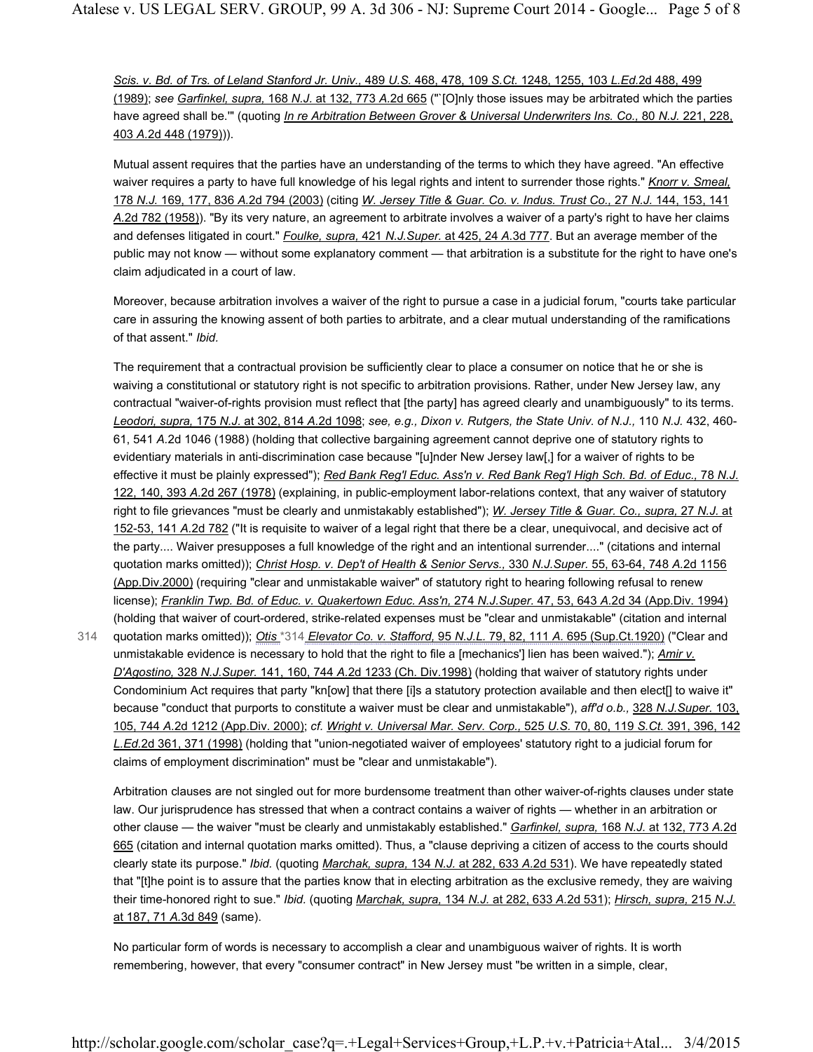*Scis. v. Bd. of Trs. of Leland Stanford Jr. Univ.,* 489 *U.S.* 468, 478, 109 *S.Ct.* 1248, 1255, 103 *L.Ed.*2d 488, 499 (1989); *see Garfinkel, supra,* 168 *N.J.* at 132, 773 *A.*2d 665 ("`[O]nly those issues may be arbitrated which the parties have agreed shall be.'" (quoting *In re Arbitration Between Grover & Universal Underwriters Ins. Co.,* 80 *N.J.* 221, 228, 403 *A.*2d 448 (1979))).

Mutual assent requires that the parties have an understanding of the terms to which they have agreed. "An effective waiver requires a party to have full knowledge of his legal rights and intent to surrender those rights." *Knorr v. Smeal,* 178 *N.J.* 169, 177, 836 *A.*2d 794 (2003) (citing *W. Jersey Title & Guar. Co. v. Indus. Trust Co.,* 27 *N.J.* 144, 153, 141 *A.*2d 782 (1958)). "By its very nature, an agreement to arbitrate involves a waiver of a party's right to have her claims and defenses litigated in court." *Foulke, supra,* 421 *N.J.Super.* at 425, 24 *A.*3d 777. But an average member of the public may not know — without some explanatory comment — that arbitration is a substitute for the right to have one's claim adjudicated in a court of law.

Moreover, because arbitration involves a waiver of the right to pursue a case in a judicial forum, "courts take particular care in assuring the knowing assent of both parties to arbitrate, and a clear mutual understanding of the ramifications of that assent." *Ibid.*

The requirement that a contractual provision be sufficiently clear to place a consumer on notice that he or she is waiving a constitutional or statutory right is not specific to arbitration provisions. Rather, under New Jersey law, any contractual "waiver-of-rights provision must reflect that [the party] has agreed clearly and unambiguously" to its terms. *Leodori, supra,* 175 *N.J.* at 302, 814 *A.*2d 1098; *see, e.g., Dixon v. Rutgers, the State Univ. of N.J.,* 110 *N.J.* 432, 460-61, 541 *A.*2d 1046 (1988) (holding that collective bargaining agreement cannot deprive one of statutory rights to evidentiary materials in anti-discrimination case because "[u]nder New Jersey law[,] for a waiver of rights to be effective it must be plainly expressed"); *Red Bank Reg'l Educ. Ass'n v. Red Bank Reg'l High Sch. Bd. of Educ.,* 78 *N.J.* 122, 140, 393 *A.*2d 267 (1978) (explaining, in public-employment labor-relations context, that any waiver of statutory right to file grievances "must be clearly and unmistakably established"); *W. Jersey Title & Guar. Co., supra,* 27 *N.J.* at 152-53, 141 *A.*2d 782 ("It is requisite to waiver of a legal right that there be a clear, unequivocal, and decisive act of the party.... Waiver presupposes a full knowledge of the right and an intentional surrender...." (citations and internal quotation marks omitted)); *Christ Hosp. v. Dep't of Health & Senior Servs.,* 330 *N.J.Super.* 55, 63-64, 748 *A.*2d 1156 (App.Div.2000) (requiring "clear and unmistakable waiver" of statutory right to hearing following refusal to renew license); *Franklin Twp. Bd. of Educ. v. Quakertown Educ. Ass'n,* 274 *N.J.Super.* 47, 53, 643 *A.*2d 34 (App.Div. 1994) (holding that waiver of court-ordered, strike-related expenses must be "clear and unmistakable" (citation and internal quotation marks omitted)); *Otis* *314 *Elevator Co. v. Stafford,* 95 *N.J.L.* 79, 82, 111 *A.* 695 (Sup.Ct.1920) ("Clear and unmistakable evidence is necessary to hold that the right to file a [mechanics'] lien has been waived."); *Amir v. D'Agostino,* 328 *N.J.Super.* 141, 160, 744 *A.*2d 1233 (Ch. Div.1998) (holding that waiver of statutory rights under Condominium Act requires that party "kn[ow] that there [i]s a statutory protection available and then elect[] to waive it" because "conduct that purports to constitute a waiver must be clear and unmistakable"), *aff'd o.b.,* 328 *N.J.Super.* 103, 105, 744 *A.*2d 1212 (App.Div. 2000); *cf. Wright v. Universal Mar. Serv. Corp.,* 525 *U.S.* 70, 80, 119 *S.Ct.* 391, 396, 142 *L.Ed.*2d 361, 371 (1998) (holding that "union-negotiated waiver of employees' statutory right to a judicial forum for claims of employment discrimination" must be "clear and unmistakable").

Arbitration clauses are not singled out for more burdensome treatment than other waiver-of-rights clauses under state law. Our jurisprudence has stressed that when a contract contains a waiver of rights — whether in an arbitration or other clause — the waiver "must be clearly and unmistakably established." *Garfinkel, supra,* 168 *N.J.* at 132, 773 *A.*2d 665 (citation and internal quotation marks omitted). Thus, a "clause depriving a citizen of access to the courts should clearly state its purpose." *Ibid.* (quoting *Marchak, supra,* 134 *N.J.* at 282, 633 *A.*2d 531). We have repeatedly stated that "[t]he point is to assure that the parties know that in electing arbitration as the exclusive remedy, they are waiving their time-honored right to sue." *Ibid.* (quoting *Marchak, supra,* 134 *N.J.* at 282, 633 *A.*2d 531); *Hirsch, supra,* 215 *N.J.* at 187, 71 *A.*3d 849 (same).

No particular form of words is necessary to accomplish a clear and unambiguous waiver of rights. It is worth remembering, however, that every "consumer contract" in New Jersey must "be written in a simple, clear,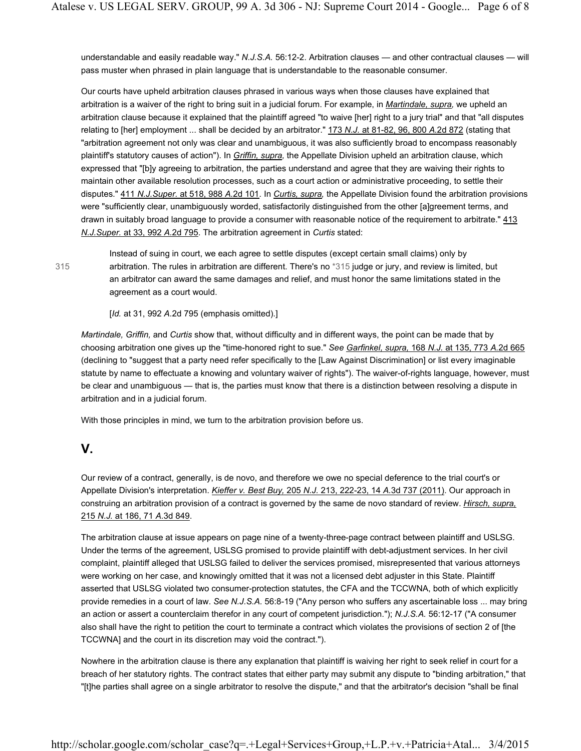understandable and easily readable way." *N.J.S.A.* 56:12-2. Arbitration clauses — and other contractual clauses — will pass muster when phrased in plain language that is understandable to the reasonable consumer.

Our courts have upheld arbitration clauses phrased in various ways when those clauses have explained that arbitration is a waiver of the right to bring suit in a judicial forum. For example, in *Martindale, supra,* we upheld an arbitration clause because it explained that the plaintiff agreed "to waive [her] right to a jury trial" and that "all disputes relating to [her] employment ... shall be decided by an arbitrator." 173 *N.J.* at 81-82, 96, 800 *A.*2d 872 (stating that "arbitration agreement not only was clear and unambiguous, it was also sufficiently broad to encompass reasonably plaintiff's statutory causes of action"). In *Griffin, supra,* the Appellate Division upheld an arbitration clause, which expressed that "[b]y agreeing to arbitration, the parties understand and agree that they are waiving their rights to maintain other available resolution processes, such as a court action or administrative proceeding, to settle their disputes." 411 *N.J.Super.* at 518, 988 *A.*2d 101. In *Curtis, supra,* the Appellate Division found the arbitration provisions were "sufficiently clear, unambiguously worded, satisfactorily distinguished from the other [a]greement terms, and drawn in suitably broad language to provide a consumer with reasonable notice of the requirement to arbitrate." 413 *N.J.Super.* at 33, 992 *A.*2d 795. The arbitration agreement in *Curtis* stated:

> Instead of suing in court, we each agree to settle disputes (except certain small claims) only by arbitration. The rules in arbitration are different. There's no *315 judge or jury, and review is limited, but an arbitrator can award the same damages and relief, and must honor the same limitations stated in the agreement as a court would.
>
> [*Id.* at 31, 992 *A.*2d 795 (emphasis omitted).]

*Martindale, Griffin,* and *Curtis* show that, without difficulty and in different ways, the point can be made that by choosing arbitration one gives up the "time-honored right to sue." *See Garfinkel, supra,* 168 *N.J.* at 135, 773 *A.*2d 665 (declining to "suggest that a party need refer specifically to the [Law Against Discrimination] or list every imaginable statute by name to effectuate a knowing and voluntary waiver of rights"). The waiver-of-rights language, however, must be clear and unambiguous — that is, the parties must know that there is a distinction between resolving a dispute in arbitration and in a judicial forum.

With those principles in mind, we turn to the arbitration provision before us.

## V.

Our review of a contract, generally, is de novo, and therefore we owe no special deference to the trial court's or Appellate Division's interpretation. *Kieffer v. Best Buy,* 205 *N.J.* 213, 222-23, 14 *A.*3d 737 (2011). Our approach in construing an arbitration provision of a contract is governed by the same de novo standard of review. *Hirsch, supra,* 215 *N.J.* at 186, 71 *A.*3d 849.

The arbitration clause at issue appears on page nine of a twenty-three-page contract between plaintiff and USLSG. Under the terms of the agreement, USLSG promised to provide plaintiff with debt-adjustment services. In her civil complaint, plaintiff alleged that USLSG failed to deliver the services promised, misrepresented that various attorneys were working on her case, and knowingly omitted that it was not a licensed debt adjuster in this State. Plaintiff asserted that USLSG violated two consumer-protection statutes, the CFA and the TCCWNA, both of which explicitly provide remedies in a court of law. *See N.J.S.A.* 56:8-19 ("Any person who suffers any ascertainable loss ... may bring an action or assert a counterclaim therefor in any court of competent jurisdiction."); *N.J.S.A.* 56:12-17 ("A consumer also shall have the right to petition the court to terminate a contract which violates the provisions of section 2 of [the TCCWNA] and the court in its discretion may void the contract.").

Nowhere in the arbitration clause is there any explanation that plaintiff is waiving her right to seek relief in court for a breach of her statutory rights. The contract states that either party may submit any dispute to "binding arbitration," that "[t]he parties shall agree on a single arbitrator to resolve the dispute," and that the arbitrator's decision "shall be final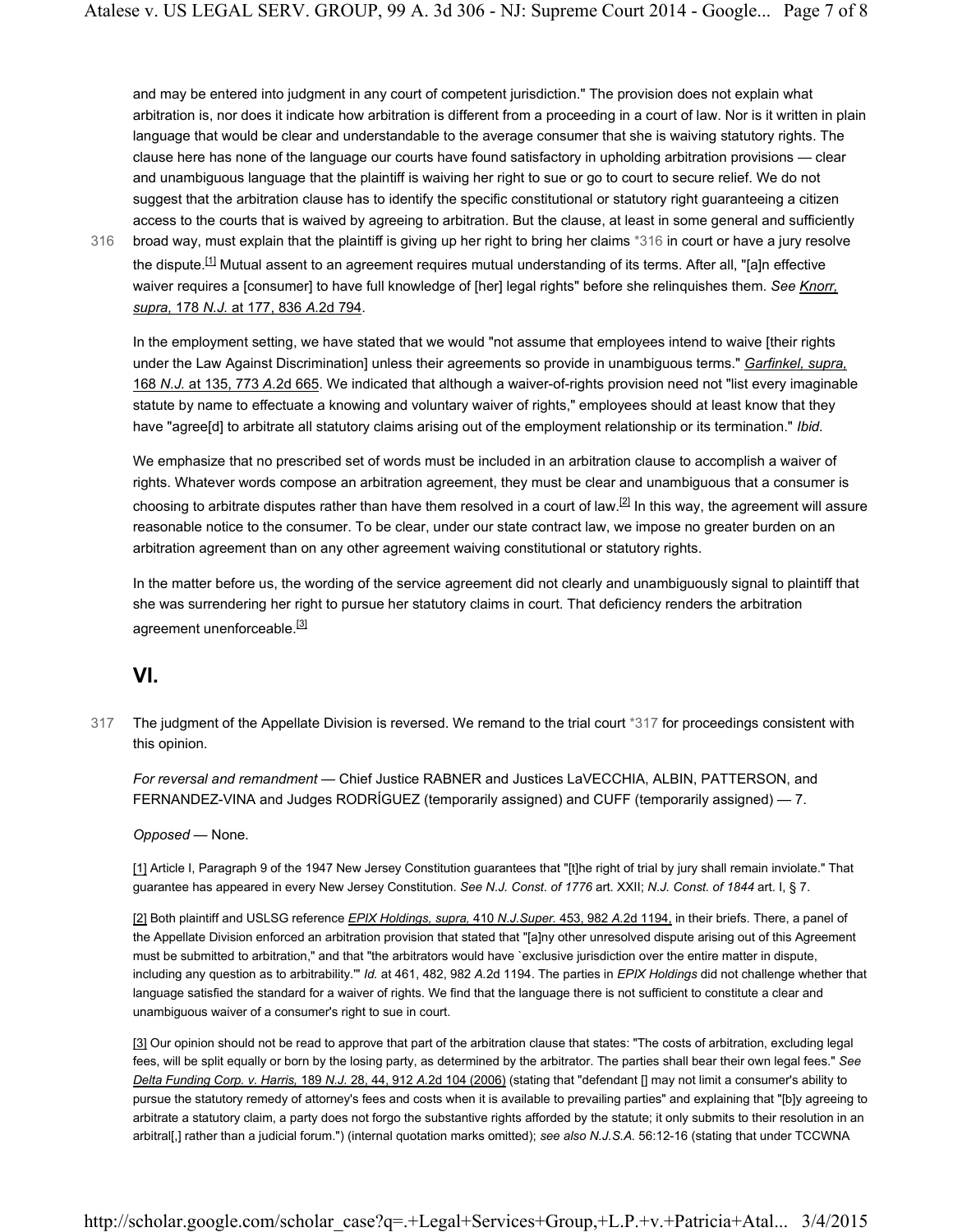and may be entered into judgment in any court of competent jurisdiction." The provision does not explain what arbitration is, nor does it indicate how arbitration is different from a proceeding in a court of law. Nor is it written in plain language that would be clear and understandable to the average consumer that she is waiving statutory rights. The clause here has none of the language our courts have found satisfactory in upholding arbitration provisions — clear and unambiguous language that the plaintiff is waiving her right to sue or go to court to secure relief. We do not suggest that the arbitration clause has to identify the specific constitutional or statutory right guaranteeing a citizen access to the courts that is waived by agreeing to arbitration. But the clause, at least in some general and sufficiently broad way, must explain that the plaintiff is giving up her right to bring her claims *316 in court or have a jury resolve the dispute.[1] Mutual assent to an agreement requires mutual understanding of its terms. After all, "[a]n effective waiver requires a [consumer] to have full knowledge of [her] legal rights" before she relinquishes them. *See* *Knorr, supra,* 178 *N.J.* at 177, 836 *A.*2d 794.

In the employment setting, we have stated that we would "not assume that employees intend to waive [their rights under the Law Against Discrimination] unless their agreements so provide in unambiguous terms." *Garfinkel, supra,* 168 *N.J.* at 135, 773 *A.*2d 665. We indicated that although a waiver-of-rights provision need not "list every imaginable statute by name to effectuate a knowing and voluntary waiver of rights," employees should at least know that they have "agree[d] to arbitrate all statutory claims arising out of the employment relationship or its termination." *Ibid.*

We emphasize that no prescribed set of words must be included in an arbitration clause to accomplish a waiver of rights. Whatever words compose an arbitration agreement, they must be clear and unambiguous that a consumer is choosing to arbitrate disputes rather than have them resolved in a court of law.[2] In this way, the agreement will assure reasonable notice to the consumer. To be clear, under our state contract law, we impose no greater burden on an arbitration agreement than on any other agreement waiving constitutional or statutory rights.

In the matter before us, the wording of the service agreement did not clearly and unambiguously signal to plaintiff that she was surrendering her right to pursue her statutory claims in court. That deficiency renders the arbitration agreement unenforceable.[3]

## VI.

The judgment of the Appellate Division is reversed. We remand to the trial court *317 for proceedings consistent with this opinion.

*For reversal and remandment* — Chief Justice RABNER and Justices LaVECCHIA, ALBIN, PATTERSON, and FERNANDEZ-VINA and Judges RODRÍGUEZ (temporarily assigned) and CUFF (temporarily assigned) — 7.

*Opposed* — None.

[1] Article I, Paragraph 9 of the 1947 New Jersey Constitution guarantees that "[t]he right of trial by jury shall remain inviolate." That guarantee has appeared in every New Jersey Constitution. *See N.J. Const. of 1776* art. XXII; *N.J. Const. of 1844* art. I, § 7.

[2] Both plaintiff and USLSG reference *EPIX Holdings, supra,* 410 *N.J.Super.* 453, 982 *A.*2d 1194, in their briefs. There, a panel of the Appellate Division enforced an arbitration provision that stated that "[a]ny other unresolved dispute arising out of this Agreement must be submitted to arbitration," and that "the arbitrators would have `exclusive jurisdiction over the entire matter in dispute, including any question as to arbitrability.'" *Id.* at 461, 482, 982 *A.*2d 1194. The parties in *EPIX Holdings* did not challenge whether that language satisfied the standard for a waiver of rights. We find that the language there is not sufficient to constitute a clear and unambiguous waiver of a consumer's right to sue in court.

[3] Our opinion should not be read to approve that part of the arbitration clause that states: "The costs of arbitration, excluding legal fees, will be split equally or born by the losing party, as determined by the arbitrator. The parties shall bear their own legal fees." *See* *Delta Funding Corp. v. Harris,* 189 *N.J.* 28, 44, 912 *A.*2d 104 (2006) (stating that "defendant [] may not limit a consumer's ability to pursue the statutory remedy of attorney's fees and costs when it is available to prevailing parties" and explaining that "[b]y agreeing to arbitrate a statutory claim, a party does not forgo the substantive rights afforded by the statute; it only submits to their resolution in an arbitral[,] rather than a judicial forum.") (internal quotation marks omitted); *see also N.J.S.A.* 56:12-16 (stating that under TCCWNA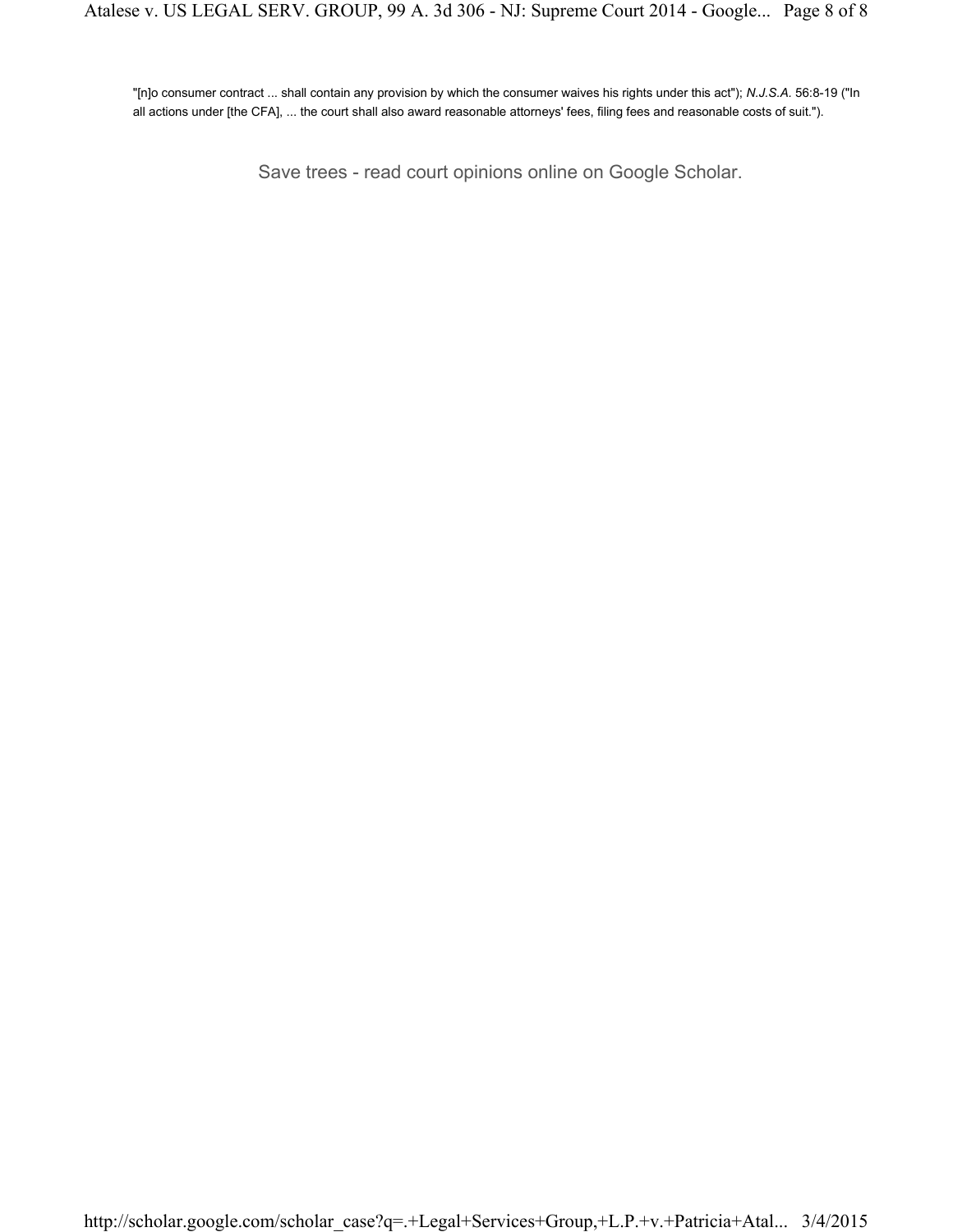"[n]o consumer contract ... shall contain any provision by which the consumer waives his rights under this act"); *N.J.S.A.* 56:8-19 ("In all actions under [the CFA], ... the court shall also award reasonable attorneys' fees, filing fees and reasonable costs of suit.").

Save trees - read court opinions online on Google Scholar.